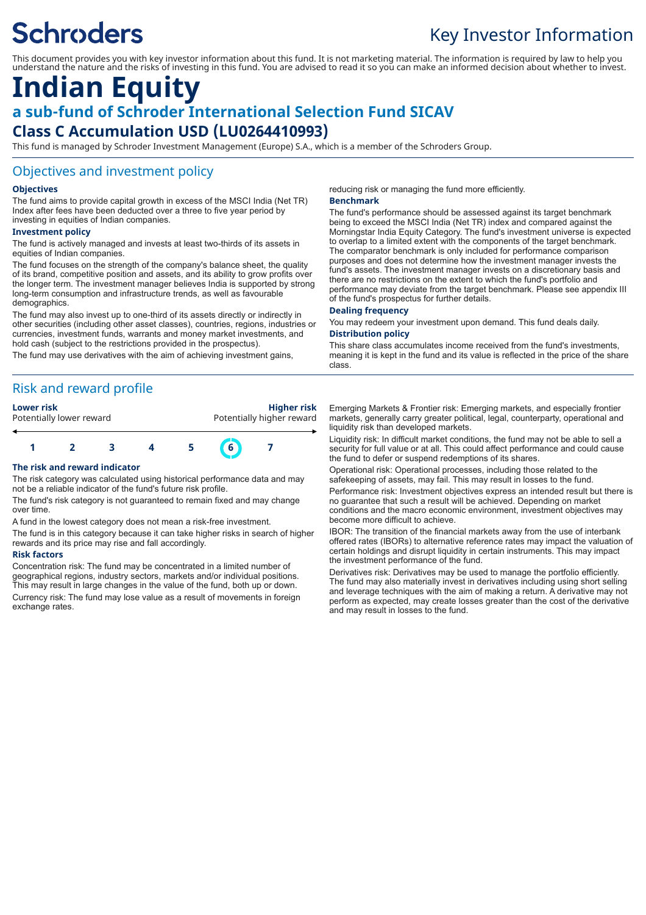Schroders

# Key Investor Information

This document provides you with key investor information about this fund. It is not marketing material. The information is required by law to help you understand the nature and the risks of investing in this fund. You are advised to read it so you can make an informed decision about whether to invest.

# Indian Equity

## a sub-fund of Schroder International Selection Fund SICAV

## Class C Accumulation USD (LU0264410993)

This fund is managed by Schroder Investment Management (Europe) S.A., which is a member of the Schroders Group.

## Objectives and investment policy

### Objectives

The fund aims to provide capital growth in excess of the MSCI India (Net TR) Index after fees have been deducted over a three to five year period by investing in equities of Indian companies.

### Investment policy

The fund is actively managed and invests at least two-thirds of its assets in equities of Indian companies.

The fund focuses on the strength of the company's balance sheet, the quality of its brand, competitive position and assets, and its ability to grow profits over the longer term. The investment manager believes India is supported by strong long-term consumption and infrastructure trends, as well as favourable demographics.

The fund may also invest up to one-third of its assets directly or indirectly in other securities (including other asset classes), countries, regions, industries or currencies, investment funds, warrants and money market investments, and hold cash (subject to the restrictions provided in the prospectus).

The fund may use derivatives with the aim of achieving investment gains, reducing risk or managing the fund more efficiently.

### Benchmark

The fund's performance should be assessed against its target benchmark being to exceed the MSCI India (Net TR) index and compared against the Morningstar India Equity Category. The fund's investment universe is expected to overlap to a limited extent with the components of the target benchmark. The comparator benchmark is only included for performance comparison purposes and does not determine how the investment manager invests the fund's assets. The investment manager invests on a discretionary basis and there are no restrictions on the extent to which the fund's portfolio and performance may deviate from the target benchmark. Please see appendix III of the fund's prospectus for further details.

### Dealing frequency

You may redeem your investment upon demand. This fund deals daily.

### Distribution policy

This share class accumulates income received from the fund's investments, meaning it is kept in the fund and its value is reflected in the price of the share class.

## Risk and reward profile

**Lower risk** — Potentially lower reward | **Higher risk** — Potentially higher reward

| 1 | 2 | 3 | 4 | 5 | **6** | 7 |
|---|---|---|---|---|---|---|

### The risk and reward indicator

The risk category was calculated using historical performance data and may not be a reliable indicator of the fund's future risk profile.

The fund's risk category is not guaranteed to remain fixed and may change over time.

A fund in the lowest category does not mean a risk-free investment.

The fund is in this category because it can take higher risks in search of higher rewards and its price may rise and fall accordingly.

### Risk factors

Concentration risk: The fund may be concentrated in a limited number of geographical regions, industry sectors, markets and/or individual positions. This may result in large changes in the value of the fund, both up or down.

Currency risk: The fund may lose value as a result of movements in foreign exchange rates.

Emerging Markets & Frontier risk: Emerging markets, and especially frontier markets, generally carry greater political, legal, counterparty, operational and liquidity risk than developed markets.

Liquidity risk: In difficult market conditions, the fund may not be able to sell a security for full value or at all. This could affect performance and could cause the fund to defer or suspend redemptions of its shares.

Operational risk: Operational processes, including those related to the safekeeping of assets, may fail. This may result in losses to the fund.

Performance risk: Investment objectives express an intended result but there is no guarantee that such a result will be achieved. Depending on market conditions and the macro economic environment, investment objectives may become more difficult to achieve.

IBOR: The transition of the financial markets away from the use of interbank offered rates (IBORs) to alternative reference rates may impact the valuation of certain holdings and disrupt liquidity in certain instruments. This may impact the investment performance of the fund.

Derivatives risk: Derivatives may be used to manage the portfolio efficiently. The fund may also materially invest in derivatives including using short selling and leverage techniques with the aim of making a return. A derivative may not perform as expected, may create losses greater than the cost of the derivative and may result in losses to the fund.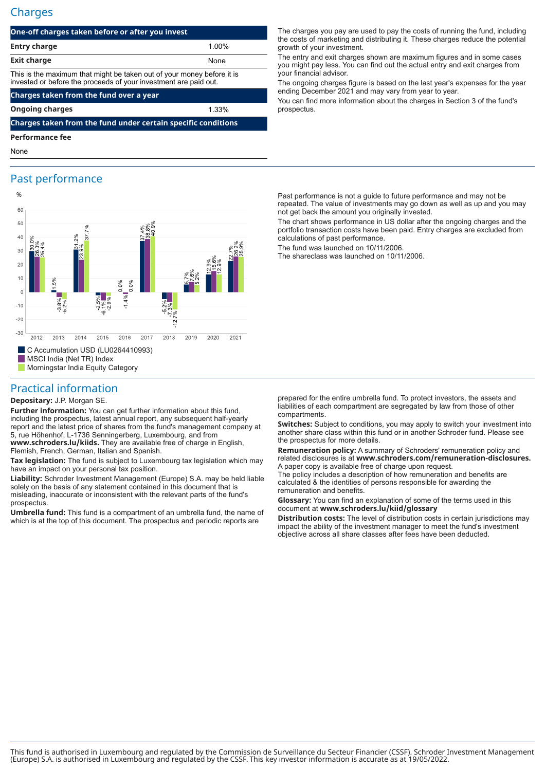## Charges

| One-off charges taken before or after you invest | |
|---|---|
| **Entry charge** | 1.00% |
| **Exit charge** | None |

This is the maximum that might be taken out of your money before it is invested or before the proceeds of your investment are paid out.

| Charges taken from the fund over a year | |
|---|---|
| **Ongoing charges** | 1.33% |

| Charges taken from the fund under certain specific conditions |
|---|
| **Performance fee** |
| None |

The charges you pay are used to pay the costs of running the fund, including the costs of marketing and distributing it. These charges reduce the potential growth of your investment.

The entry and exit charges shown are maximum figures and in some cases you might pay less. You can find out the actual entry and exit charges from your financial advisor.

The ongoing charges figure is based on the last year's expenses for the year ending December 2021 and may vary from year to year.

You can find more information about the charges in Section 3 of the fund's prospectus.

## Past performance

%

60
50
40
30
20
10
0
-10
-20
-30

2012: 30.0% 26.0% 25.4%
2013: 1.5% -3.8% -5.2%
2014: 31.2% 23.9% 37.7%
2015: -2.5% -6.1% -2.9%
2016: 0.0% -1.4% 0.0%
2017: 37.4% 38.8% 40.9%
2018: -5.2% -7.3% -12.7%
2019: 5.7% 7.6% 5.2%
2020: 12.9% 15.6% 12.9%
2021: 22.7% 26.2% 25.9%

C Accumulation USD (LU0264410993)
MSCI India (Net TR) Index
Morningstar India Equity Category

Past performance is not a guide to future performance and may not be repeated. The value of investments may go down as well as up and you may not get back the amount you originally invested.

The chart shows performance in US dollar after the ongoing charges and the portfolio transaction costs have been paid. Entry charges are excluded from calculations of past performance.

The fund was launched on 10/11/2006.
The shareclass was launched on 10/11/2006.

## Practical information

**Depositary:** J.P. Morgan SE.

**Further information:** You can get further information about this fund, including the prospectus, latest annual report, any subsequent half-yearly report and the latest price of shares from the fund's management company at 5, rue Höhenhof, L-1736 Senningerberg, Luxembourg, and from **www.schroders.lu/kiids.** They are available free of charge in English, Flemish, French, German, Italian and Spanish.

**Tax legislation:** The fund is subject to Luxembourg tax legislation which may have an impact on your personal tax position.

**Liability:** Schroder Investment Management (Europe) S.A. may be held liable solely on the basis of any statement contained in this document that is misleading, inaccurate or inconsistent with the relevant parts of the fund's prospectus.

**Umbrella fund:** This fund is a compartment of an umbrella fund, the name of which is at the top of this document. The prospectus and periodic reports are prepared for the entire umbrella fund. To protect investors, the assets and liabilities of each compartment are segregated by law from those of other compartments.

**Switches:** Subject to conditions, you may apply to switch your investment into another share class within this fund or in another Schroder fund. Please see the prospectus for more details.

**Remuneration policy:** A summary of Schroders' remuneration policy and related disclosures is at **www.schroders.com/remuneration-disclosures.** A paper copy is available free of charge upon request.
The policy includes a description of how remuneration and benefits are calculated & the identities of persons responsible for awarding the remuneration and benefits.

**Glossary:** You can find an explanation of some of the terms used in this document at **www.schroders.lu/kiid/glossary**

**Distribution costs:** The level of distribution costs in certain jurisdictions may impact the ability of the investment manager to meet the fund's investment objective across all share classes after fees have been deducted.

This fund is authorised in Luxembourg and regulated by the Commission de Surveillance du Secteur Financier (CSSF). Schroder Investment Management (Europe) S.A. is authorised in Luxembourg and regulated by the CSSF. This key investor information is accurate as at 19/05/2022.